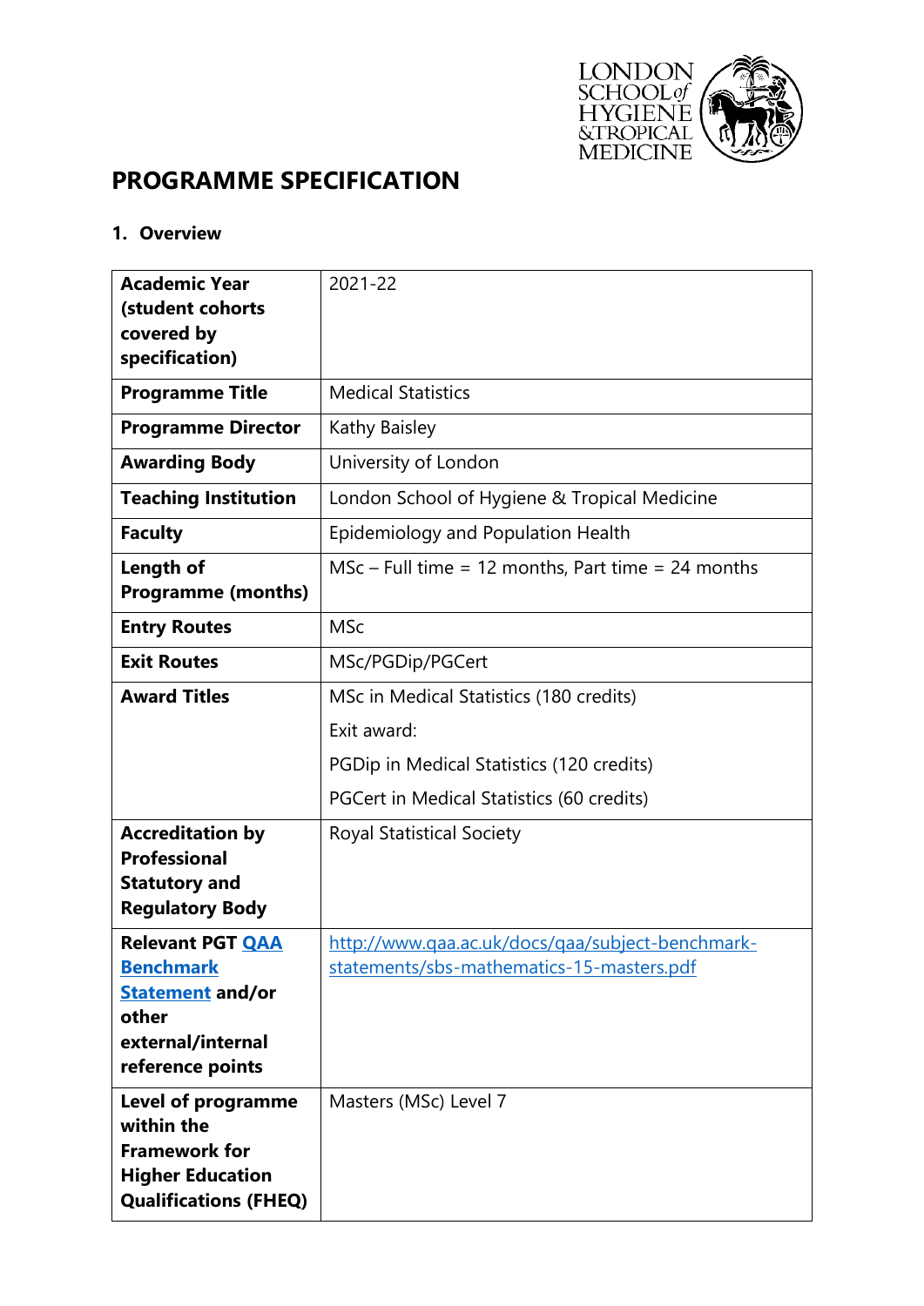# PROGRAMME SPECIFICATION

## 1. Overview

| | |
|---|---|
| **Academic Year (student cohorts covered by specification)** | 2021-22 |
| **Programme Title** | Medical Statistics |
| **Programme Director** | Kathy Baisley |
| **Awarding Body** | University of London |
| **Teaching Institution** | London School of Hygiene & Tropical Medicine |
| **Faculty** | Epidemiology and Population Health |
| **Length of Programme (months)** | MSc – Full time = 12 months, Part time = 24 months |
| **Entry Routes** | MSc |
| **Exit Routes** | MSc/PGDip/PGCert |
| **Award Titles** | MSc in Medical Statistics (180 credits)<br>Exit award:<br>PGDip in Medical Statistics (120 credits)<br>PGCert in Medical Statistics (60 credits) |
| **Accreditation by Professional Statutory and Regulatory Body** | Royal Statistical Society |
| **Relevant PGT [QAA Benchmark Statement](http://www.qaa.ac.uk/docs/qaa/subject-benchmark-statements/sbs-mathematics-15-masters.pdf) and/or other external/internal reference points** | [http://www.qaa.ac.uk/docs/qaa/subject-benchmark-statements/sbs-mathematics-15-masters.pdf](http://www.qaa.ac.uk/docs/qaa/subject-benchmark-statements/sbs-mathematics-15-masters.pdf) |
| **Level of programme within the Framework for Higher Education Qualifications (FHEQ)** | Masters (MSc) Level 7 |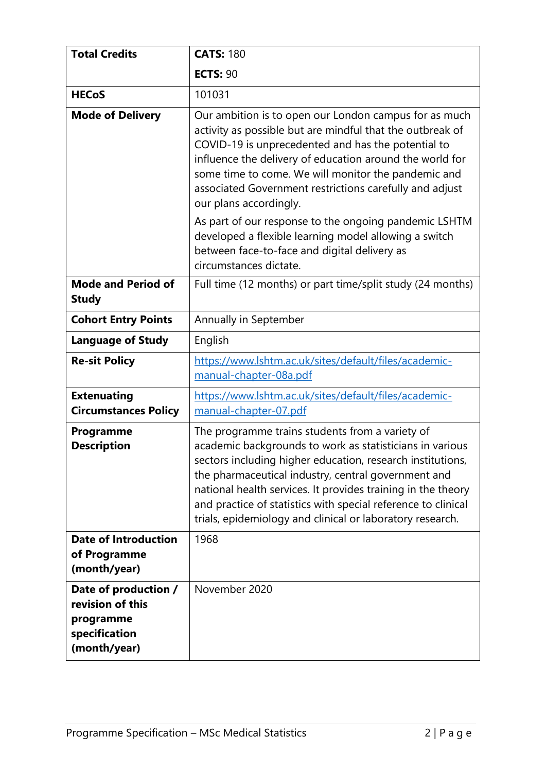| | |
|---|---|
| **Total Credits** | **CATS:** 180<br>**ECTS:** 90 |
| **HECoS** | 101031 |
| **Mode of Delivery** | Our ambition is to open our London campus for as much activity as possible but are mindful that the outbreak of COVID-19 is unprecedented and has the potential to influence the delivery of education around the world for some time to come. We will monitor the pandemic and associated Government restrictions carefully and adjust our plans accordingly.<br>As part of our response to the ongoing pandemic LSHTM developed a flexible learning model allowing a switch between face-to-face and digital delivery as circumstances dictate. |
| **Mode and Period of Study** | Full time (12 months) or part time/split study (24 months) |
| **Cohort Entry Points** | Annually in September |
| **Language of Study** | English |
| **Re-sit Policy** | https://www.lshtm.ac.uk/sites/default/files/academic-manual-chapter-08a.pdf |
| **Extenuating Circumstances Policy** | https://www.lshtm.ac.uk/sites/default/files/academic-manual-chapter-07.pdf |
| **Programme Description** | The programme trains students from a variety of academic backgrounds to work as statisticians in various sectors including higher education, research institutions, the pharmaceutical industry, central government and national health services. It provides training in the theory and practice of statistics with special reference to clinical trials, epidemiology and clinical or laboratory research. |
| **Date of Introduction of Programme (month/year)** | 1968 |
| **Date of production / revision of this programme specification (month/year)** | November 2020 |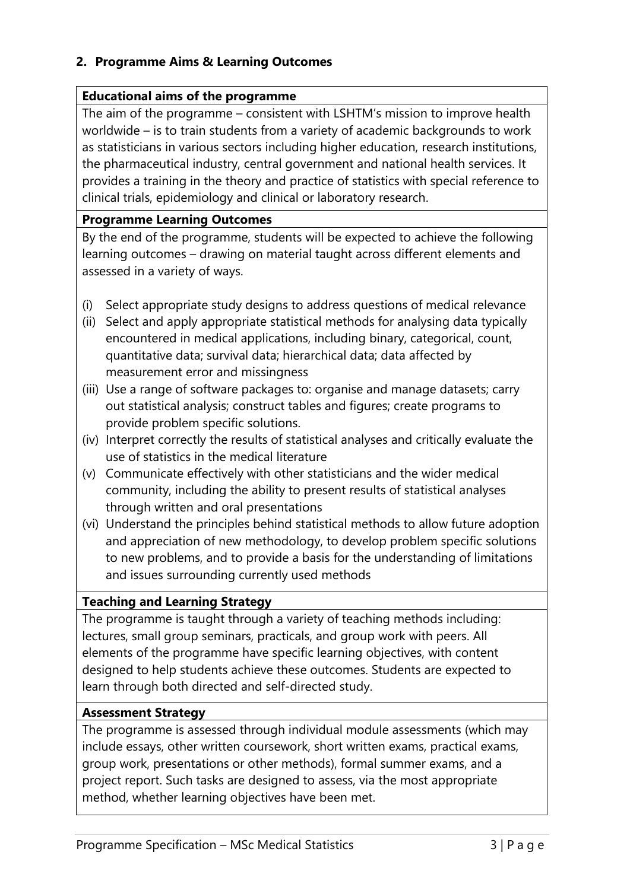## 2. Programme Aims & Learning Outcomes

**Educational aims of the programme**

The aim of the programme – consistent with LSHTM's mission to improve health worldwide – is to train students from a variety of academic backgrounds to work as statisticians in various sectors including higher education, research institutions, the pharmaceutical industry, central government and national health services. It provides a training in the theory and practice of statistics with special reference to clinical trials, epidemiology and clinical or laboratory research.

**Programme Learning Outcomes**

By the end of the programme, students will be expected to achieve the following learning outcomes – drawing on material taught across different elements and assessed in a variety of ways.

(i) Select appropriate study designs to address questions of medical relevance

(ii) Select and apply appropriate statistical methods for analysing data typically encountered in medical applications, including binary, categorical, count, quantitative data; survival data; hierarchical data; data affected by measurement error and missingness

(iii) Use a range of software packages to: organise and manage datasets; carry out statistical analysis; construct tables and figures; create programs to provide problem specific solutions.

(iv) Interpret correctly the results of statistical analyses and critically evaluate the use of statistics in the medical literature

(v) Communicate effectively with other statisticians and the wider medical community, including the ability to present results of statistical analyses through written and oral presentations

(vi) Understand the principles behind statistical methods to allow future adoption and appreciation of new methodology, to develop problem specific solutions to new problems, and to provide a basis for the understanding of limitations and issues surrounding currently used methods

**Teaching and Learning Strategy**

The programme is taught through a variety of teaching methods including: lectures, small group seminars, practicals, and group work with peers. All elements of the programme have specific learning objectives, with content designed to help students achieve these outcomes. Students are expected to learn through both directed and self-directed study.

**Assessment Strategy**

The programme is assessed through individual module assessments (which may include essays, other written coursework, short written exams, practical exams, group work, presentations or other methods), formal summer exams, and a project report. Such tasks are designed to assess, via the most appropriate method, whether learning objectives have been met.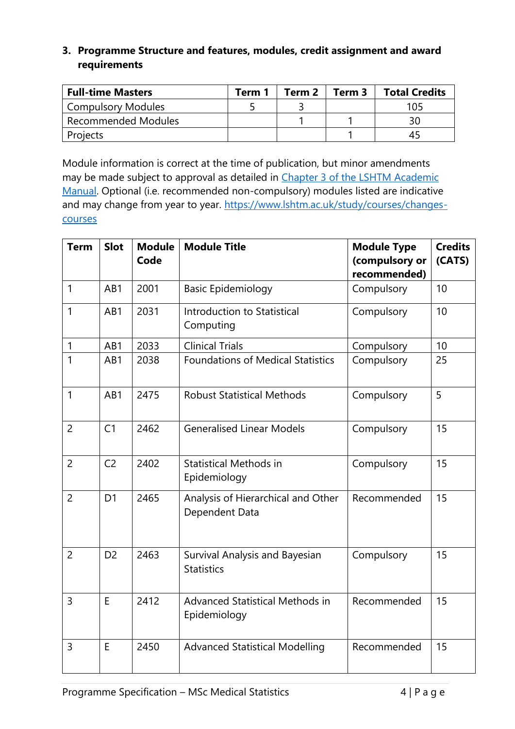### 3. Programme Structure and features, modules, credit assignment and award requirements

| Full-time Masters | Term 1 | Term 2 | Term 3 | Total Credits |
|---|---|---|---|---|
| Compulsory Modules | 5 | 3 | | 105 |
| Recommended Modules | | 1 | 1 | 30 |
| Projects | | | 1 | 45 |

Module information is correct at the time of publication, but minor amendments may be made subject to approval as detailed in [Chapter 3 of the LSHTM Academic Manual](). Optional (i.e. recommended non-compulsory) modules listed are indicative and may change from year to year. [https://www.lshtm.ac.uk/study/courses/changes-courses](https://www.lshtm.ac.uk/study/courses/changes-courses)

| Term | Slot | Module Code | Module Title | Module Type (compulsory or recommended) | Credits (CATS) |
|---|---|---|---|---|---|
| 1 | AB1 | 2001 | Basic Epidemiology | Compulsory | 10 |
| 1 | AB1 | 2031 | Introduction to Statistical Computing | Compulsory | 10 |
| 1 | AB1 | 2033 | Clinical Trials | Compulsory | 10 |
| 1 | AB1 | 2038 | Foundations of Medical Statistics | Compulsory | 25 |
| 1 | AB1 | 2475 | Robust Statistical Methods | Compulsory | 5 |
| 2 | C1 | 2462 | Generalised Linear Models | Compulsory | 15 |
| 2 | C2 | 2402 | Statistical Methods in Epidemiology | Compulsory | 15 |
| 2 | D1 | 2465 | Analysis of Hierarchical and Other Dependent Data | Recommended | 15 |
| 2 | D2 | 2463 | Survival Analysis and Bayesian Statistics | Compulsory | 15 |
| 3 | E | 2412 | Advanced Statistical Methods in Epidemiology | Recommended | 15 |
| 3 | E | 2450 | Advanced Statistical Modelling | Recommended | 15 |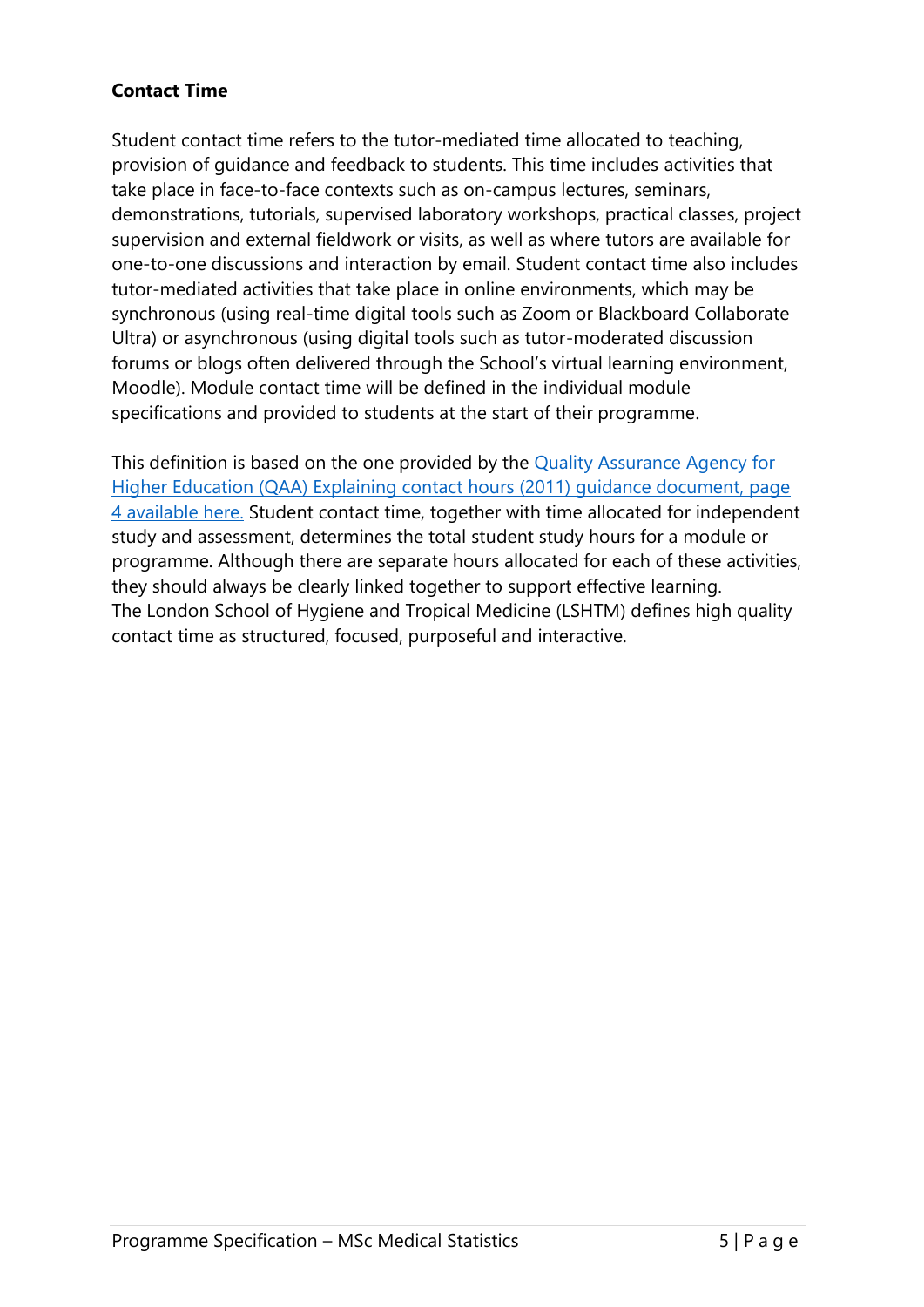**Contact Time**

Student contact time refers to the tutor-mediated time allocated to teaching, provision of guidance and feedback to students. This time includes activities that take place in face-to-face contexts such as on-campus lectures, seminars, demonstrations, tutorials, supervised laboratory workshops, practical classes, project supervision and external fieldwork or visits, as well as where tutors are available for one-to-one discussions and interaction by email. Student contact time also includes tutor-mediated activities that take place in online environments, which may be synchronous (using real-time digital tools such as Zoom or Blackboard Collaborate Ultra) or asynchronous (using digital tools such as tutor-moderated discussion forums or blogs often delivered through the School's virtual learning environment, Moodle). Module contact time will be defined in the individual module specifications and provided to students at the start of their programme.

This definition is based on the one provided by the Quality Assurance Agency for Higher Education (QAA) Explaining contact hours (2011) guidance document, page 4 available here. Student contact time, together with time allocated for independent study and assessment, determines the total student study hours for a module or programme. Although there are separate hours allocated for each of these activities, they should always be clearly linked together to support effective learning. The London School of Hygiene and Tropical Medicine (LSHTM) defines high quality contact time as structured, focused, purposeful and interactive.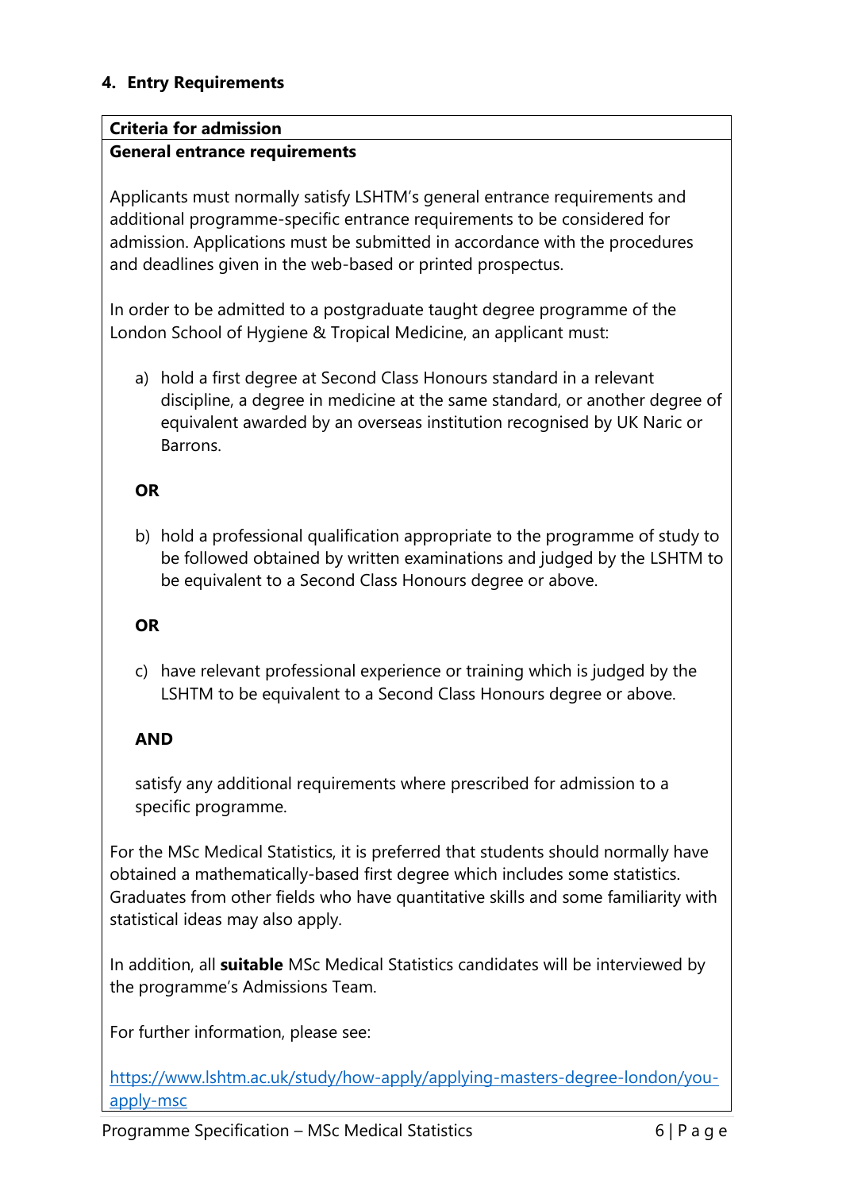## 4. Entry Requirements

| Criteria for admission |
|---|
| **General entrance requirements** |

Applicants must normally satisfy LSHTM's general entrance requirements and additional programme-specific entrance requirements to be considered for admission. Applications must be submitted in accordance with the procedures and deadlines given in the web-based or printed prospectus.

In order to be admitted to a postgraduate taught degree programme of the London School of Hygiene & Tropical Medicine, an applicant must:

a) hold a first degree at Second Class Honours standard in a relevant discipline, a degree in medicine at the same standard, or another degree of equivalent awarded by an overseas institution recognised by UK Naric or Barrons.

**OR**

b) hold a professional qualification appropriate to the programme of study to be followed obtained by written examinations and judged by the LSHTM to be equivalent to a Second Class Honours degree or above.

**OR**

c) have relevant professional experience or training which is judged by the LSHTM to be equivalent to a Second Class Honours degree or above.

**AND**

satisfy any additional requirements where prescribed for admission to a specific programme.

For the MSc Medical Statistics, it is preferred that students should normally have obtained a mathematically-based first degree which includes some statistics. Graduates from other fields who have quantitative skills and some familiarity with statistical ideas may also apply.

In addition, all **suitable** MSc Medical Statistics candidates will be interviewed by the programme's Admissions Team.

For further information, please see:

https://www.lshtm.ac.uk/study/how-apply/applying-masters-degree-london/you-apply-msc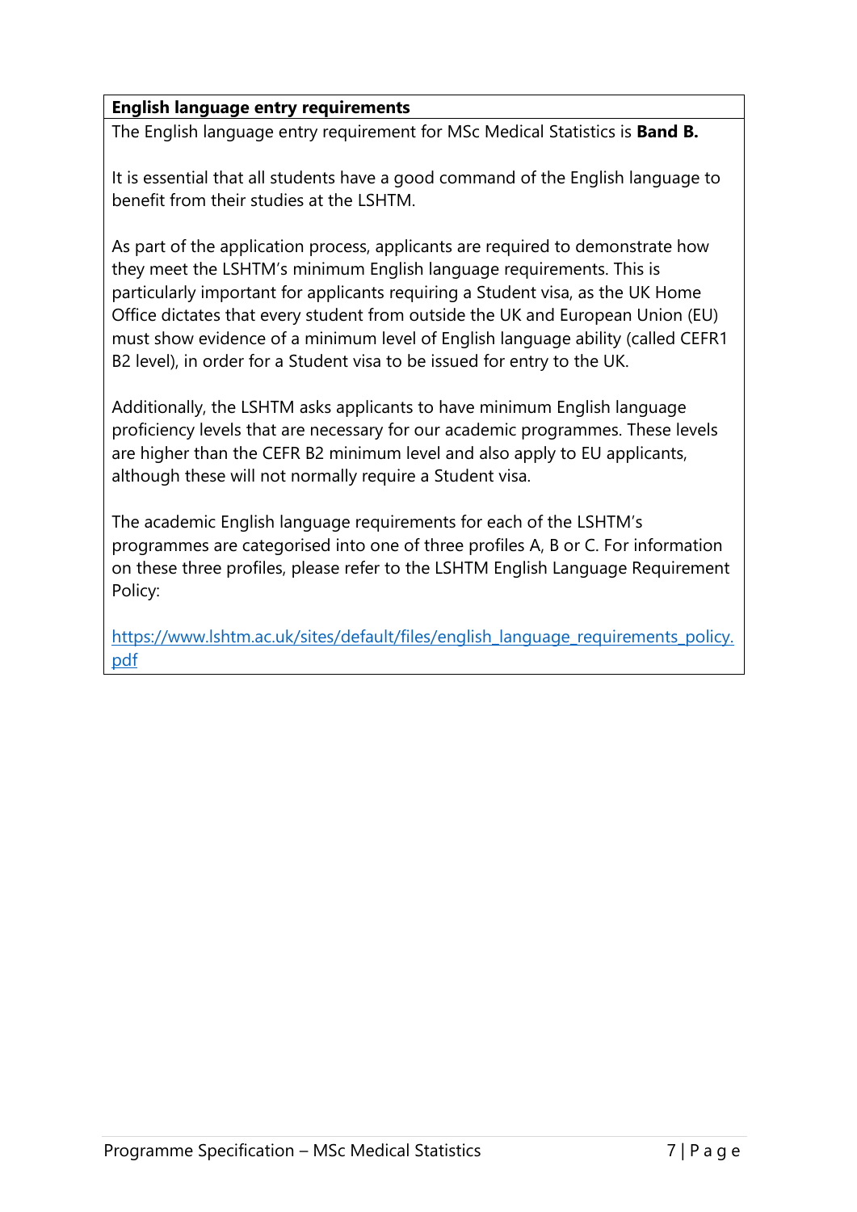**English language entry requirements**

The English language entry requirement for MSc Medical Statistics is **Band B.**

It is essential that all students have a good command of the English language to benefit from their studies at the LSHTM.

As part of the application process, applicants are required to demonstrate how they meet the LSHTM's minimum English language requirements. This is particularly important for applicants requiring a Student visa, as the UK Home Office dictates that every student from outside the UK and European Union (EU) must show evidence of a minimum level of English language ability (called CEFR1 B2 level), in order for a Student visa to be issued for entry to the UK.

Additionally, the LSHTM asks applicants to have minimum English language proficiency levels that are necessary for our academic programmes. These levels are higher than the CEFR B2 minimum level and also apply to EU applicants, although these will not normally require a Student visa.

The academic English language requirements for each of the LSHTM's programmes are categorised into one of three profiles A, B or C. For information on these three profiles, please refer to the LSHTM English Language Requirement Policy:

https://www.lshtm.ac.uk/sites/default/files/english_language_requirements_policy.pdf